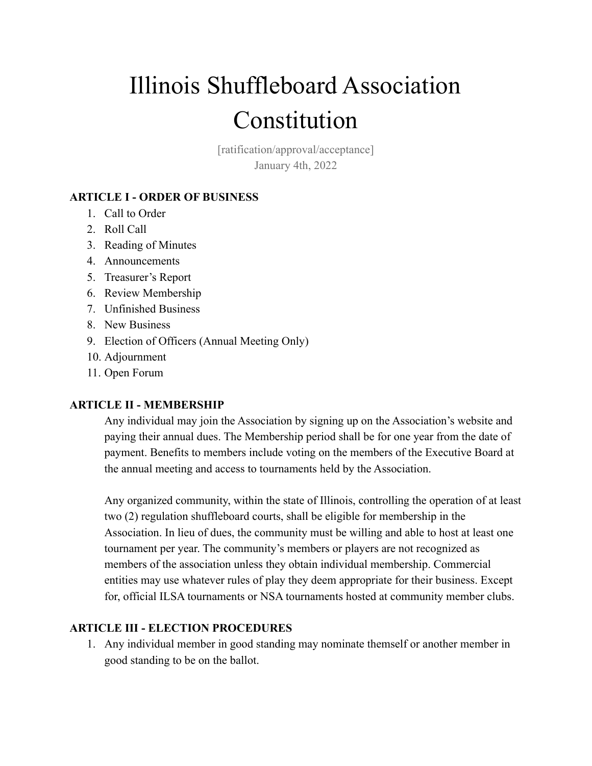# Illinois Shuffleboard Association Constitution

[ratification/approval/acceptance]
January 4th, 2022

**ARTICLE I - ORDER OF BUSINESS**

1. Call to Order
2. Roll Call
3. Reading of Minutes
4. Announcements
5. Treasurer's Report
6. Review Membership
7. Unfinished Business
8. New Business
9. Election of Officers (Annual Meeting Only)
10. Adjournment
11. Open Forum

**ARTICLE II - MEMBERSHIP**

Any individual may join the Association by signing up on the Association's website and paying their annual dues. The Membership period shall be for one year from the date of payment. Benefits to members include voting on the members of the Executive Board at the annual meeting and access to tournaments held by the Association.

Any organized community, within the state of Illinois, controlling the operation of at least two (2) regulation shuffleboard courts, shall be eligible for membership in the Association. In lieu of dues, the community must be willing and able to host at least one tournament per year. The community's members or players are not recognized as members of the association unless they obtain individual membership. Commercial entities may use whatever rules of play they deem appropriate for their business. Except for, official ILSA tournaments or NSA tournaments hosted at community member clubs.

**ARTICLE III - ELECTION PROCEDURES**

1. Any individual member in good standing may nominate themself or another member in good standing to be on the ballot.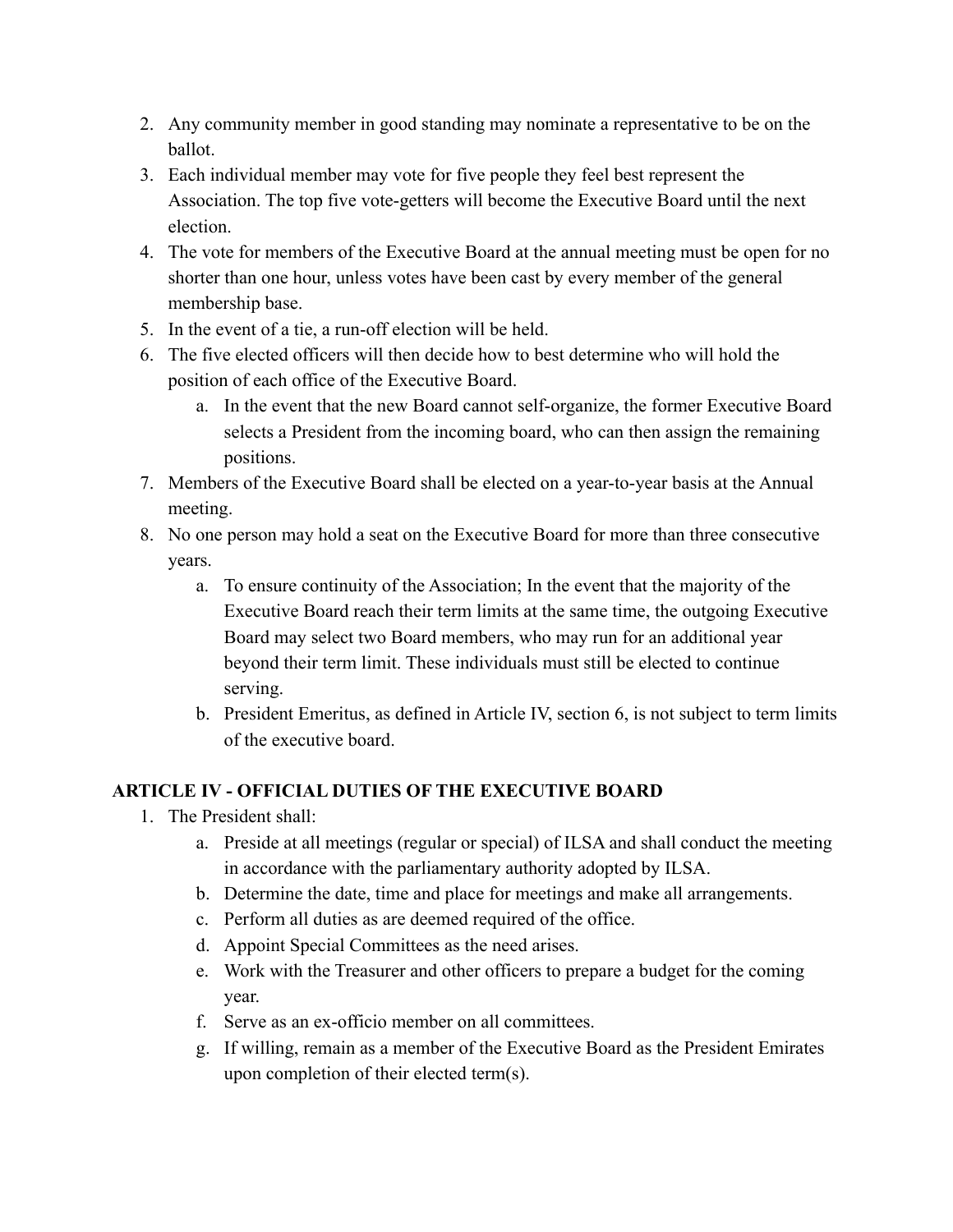2. Any community member in good standing may nominate a representative to be on the ballot.
3. Each individual member may vote for five people they feel best represent the Association. The top five vote-getters will become the Executive Board until the next election.
4. The vote for members of the Executive Board at the annual meeting must be open for no shorter than one hour, unless votes have been cast by every member of the general membership base.
5. In the event of a tie, a run-off election will be held.
6. The five elected officers will then decide how to best determine who will hold the position of each office of the Executive Board.
   a. In the event that the new Board cannot self-organize, the former Executive Board selects a President from the incoming board, who can then assign the remaining positions.
7. Members of the Executive Board shall be elected on a year-to-year basis at the Annual meeting.
8. No one person may hold a seat on the Executive Board for more than three consecutive years.
   a. To ensure continuity of the Association; In the event that the majority of the Executive Board reach their term limits at the same time, the outgoing Executive Board may select two Board members, who may run for an additional year beyond their term limit. These individuals must still be elected to continue serving.
   b. President Emeritus, as defined in Article IV, section 6, is not subject to term limits of the executive board.

## ARTICLE IV - OFFICIAL DUTIES OF THE EXECUTIVE BOARD

1. The President shall:
   a. Preside at all meetings (regular or special) of ILSA and shall conduct the meeting in accordance with the parliamentary authority adopted by ILSA.
   b. Determine the date, time and place for meetings and make all arrangements.
   c. Perform all duties as are deemed required of the office.
   d. Appoint Special Committees as the need arises.
   e. Work with the Treasurer and other officers to prepare a budget for the coming year.
   f. Serve as an ex-officio member on all committees.
   g. If willing, remain as a member of the Executive Board as the President Emirates upon completion of their elected term(s).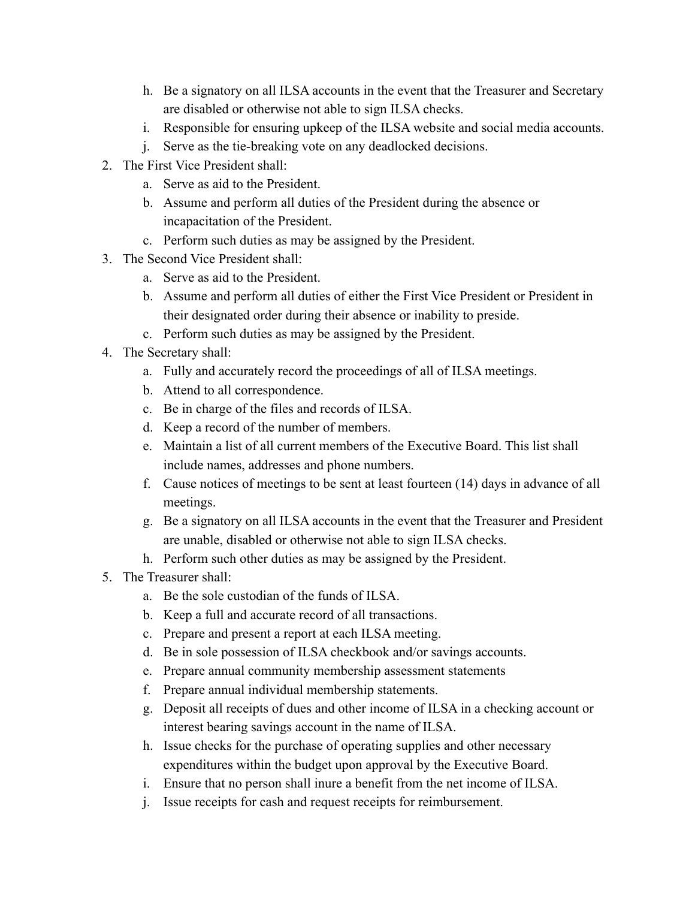h. Be a signatory on all ILSA accounts in the event that the Treasurer and Secretary are disabled or otherwise not able to sign ILSA checks.
i. Responsible for ensuring upkeep of the ILSA website and social media accounts.
j. Serve as the tie-breaking vote on any deadlocked decisions.

2. The First Vice President shall:
    a. Serve as aid to the President.
    b. Assume and perform all duties of the President during the absence or incapacitation of the President.
    c. Perform such duties as may be assigned by the President.
3. The Second Vice President shall:
    a. Serve as aid to the President.
    b. Assume and perform all duties of either the First Vice President or President in their designated order during their absence or inability to preside.
    c. Perform such duties as may be assigned by the President.
4. The Secretary shall:
    a. Fully and accurately record the proceedings of all of ILSA meetings.
    b. Attend to all correspondence.
    c. Be in charge of the files and records of ILSA.
    d. Keep a record of the number of members.
    e. Maintain a list of all current members of the Executive Board. This list shall include names, addresses and phone numbers.
    f. Cause notices of meetings to be sent at least fourteen (14) days in advance of all meetings.
    g. Be a signatory on all ILSA accounts in the event that the Treasurer and President are unable, disabled or otherwise not able to sign ILSA checks.
    h. Perform such other duties as may be assigned by the President.
5. The Treasurer shall:
    a. Be the sole custodian of the funds of ILSA.
    b. Keep a full and accurate record of all transactions.
    c. Prepare and present a report at each ILSA meeting.
    d. Be in sole possession of ILSA checkbook and/or savings accounts.
    e. Prepare annual community membership assessment statements
    f. Prepare annual individual membership statements.
    g. Deposit all receipts of dues and other income of ILSA in a checking account or interest bearing savings account in the name of ILSA.
    h. Issue checks for the purchase of operating supplies and other necessary expenditures within the budget upon approval by the Executive Board.
    i. Ensure that no person shall inure a benefit from the net income of ILSA.
    j. Issue receipts for cash and request receipts for reimbursement.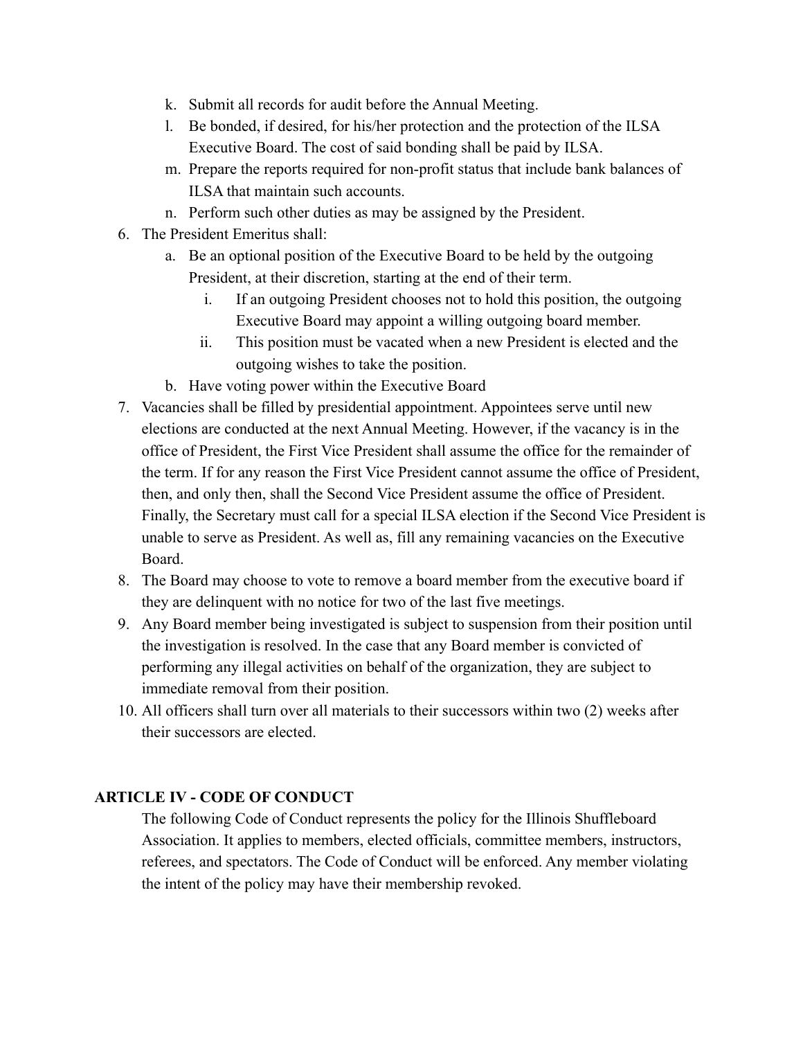k. Submit all records for audit before the Annual Meeting.
   l. Be bonded, if desired, for his/her protection and the protection of the ILSA Executive Board. The cost of said bonding shall be paid by ILSA.
   m. Prepare the reports required for non-profit status that include bank balances of ILSA that maintain such accounts.
   n. Perform such other duties as may be assigned by the President.
6. The President Emeritus shall:
   a. Be an optional position of the Executive Board to be held by the outgoing President, at their discretion, starting at the end of their term.
      i. If an outgoing President chooses not to hold this position, the outgoing Executive Board may appoint a willing outgoing board member.
      ii. This position must be vacated when a new President is elected and the outgoing wishes to take the position.
   b. Have voting power within the Executive Board
7. Vacancies shall be filled by presidential appointment. Appointees serve until new elections are conducted at the next Annual Meeting. However, if the vacancy is in the office of President, the First Vice President shall assume the office for the remainder of the term. If for any reason the First Vice President cannot assume the office of President, then, and only then, shall the Second Vice President assume the office of President. Finally, the Secretary must call for a special ILSA election if the Second Vice President is unable to serve as President. As well as, fill any remaining vacancies on the Executive Board.
8. The Board may choose to vote to remove a board member from the executive board if they are delinquent with no notice for two of the last five meetings.
9. Any Board member being investigated is subject to suspension from their position until the investigation is resolved. In the case that any Board member is convicted of performing any illegal activities on behalf of the organization, they are subject to immediate removal from their position.
10. All officers shall turn over all materials to their successors within two (2) weeks after their successors are elected.

## ARTICLE IV - CODE OF CONDUCT

The following Code of Conduct represents the policy for the Illinois Shuffleboard Association. It applies to members, elected officials, committee members, instructors, referees, and spectators. The Code of Conduct will be enforced. Any member violating the intent of the policy may have their membership revoked.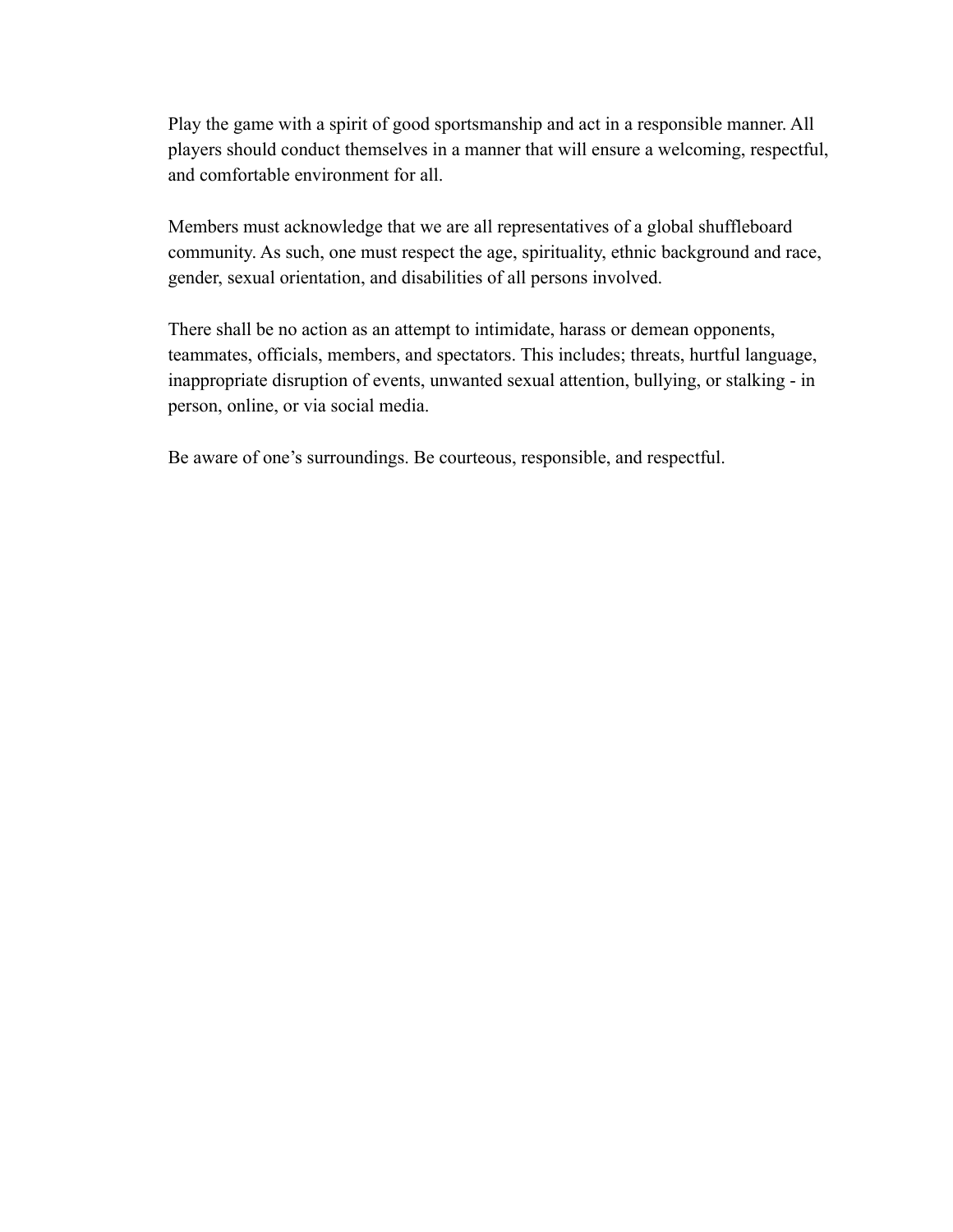Play the game with a spirit of good sportsmanship and act in a responsible manner. All players should conduct themselves in a manner that will ensure a welcoming, respectful, and comfortable environment for all.

Members must acknowledge that we are all representatives of a global shuffleboard community. As such, one must respect the age, spirituality, ethnic background and race, gender, sexual orientation, and disabilities of all persons involved.

There shall be no action as an attempt to intimidate, harass or demean opponents, teammates, officials, members, and spectators. This includes; threats, hurtful language, inappropriate disruption of events, unwanted sexual attention, bullying, or stalking - in person, online, or via social media.

Be aware of one's surroundings. Be courteous, responsible, and respectful.